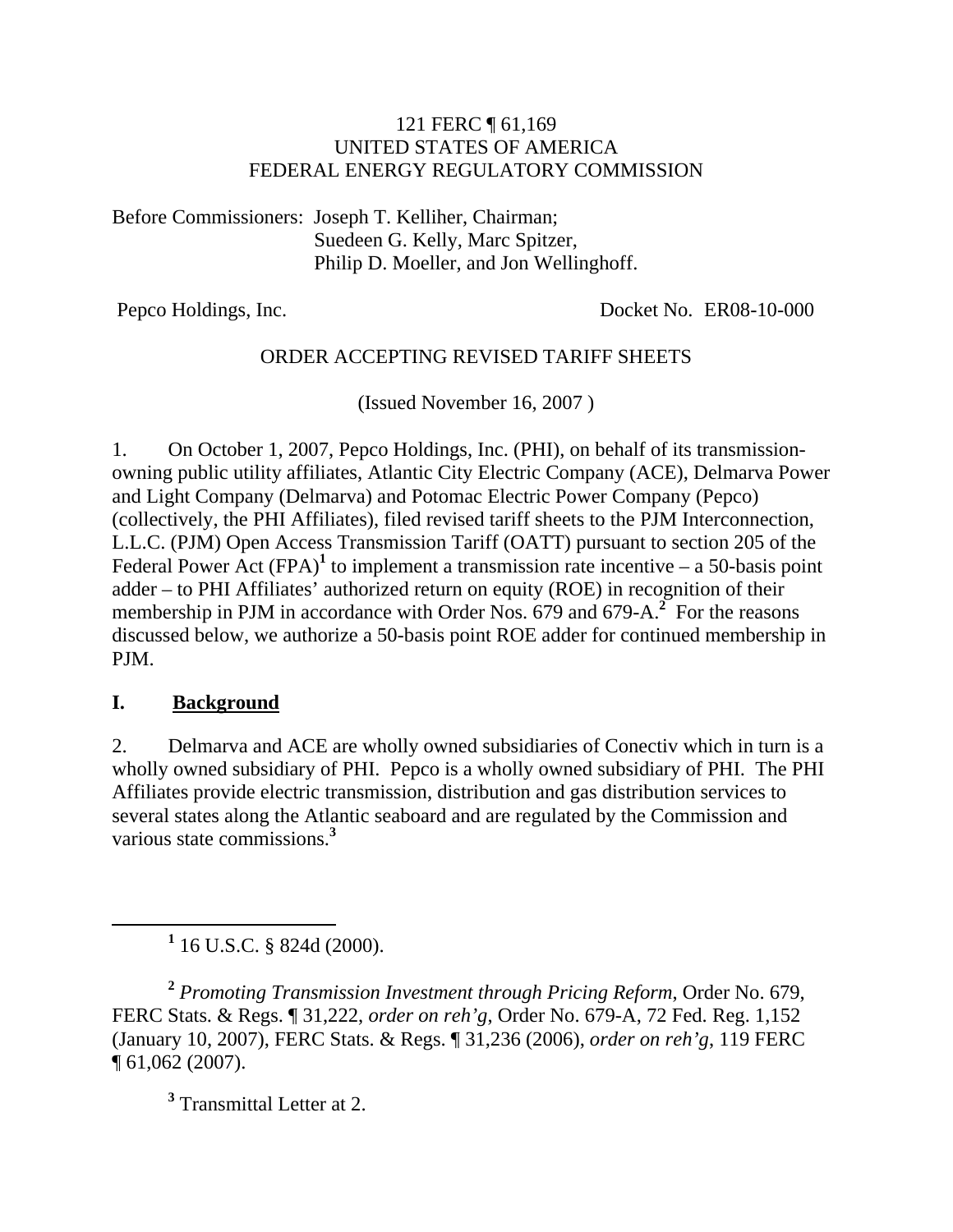121 FERC ¶ 61,169
UNITED STATES OF AMERICA
FEDERAL ENERGY REGULATORY COMMISSION

Before Commissioners: Joseph T. Kelliher, Chairman;
Suedeen G. Kelly, Marc Spitzer,
Philip D. Moeller, and Jon Wellinghoff.

Pepco Holdings, Inc. Docket No. ER08-10-000

ORDER ACCEPTING REVISED TARIFF SHEETS

(Issued November 16, 2007 )

1. On October 1, 2007, Pepco Holdings, Inc. (PHI), on behalf of its transmission-owning public utility affiliates, Atlantic City Electric Company (ACE), Delmarva Power and Light Company (Delmarva) and Potomac Electric Power Company (Pepco) (collectively, the PHI Affiliates), filed revised tariff sheets to the PJM Interconnection, L.L.C. (PJM) Open Access Transmission Tariff (OATT) pursuant to section 205 of the Federal Power Act (FPA)[1] to implement a transmission rate incentive – a 50-basis point adder – to PHI Affiliates' authorized return on equity (ROE) in recognition of their membership in PJM in accordance with Order Nos. 679 and 679-A.[2] For the reasons discussed below, we authorize a 50-basis point ROE adder for continued membership in PJM.

## I. Background

2. Delmarva and ACE are wholly owned subsidiaries of Conectiv which in turn is a wholly owned subsidiary of PHI. Pepco is a wholly owned subsidiary of PHI. The PHI Affiliates provide electric transmission, distribution and gas distribution services to several states along the Atlantic seaboard and are regulated by the Commission and various state commissions.[3]

---

[1] 16 U.S.C. § 824d (2000).

[2] *Promoting Transmission Investment through Pricing Reform*, Order No. 679, FERC Stats. & Regs. ¶ 31,222, *order on reh'g*, Order No. 679-A, 72 Fed. Reg. 1,152 (January 10, 2007), FERC Stats. & Regs. ¶ 31,236 (2006), *order on reh'g*, 119 FERC ¶ 61,062 (2007).

[3] Transmittal Letter at 2.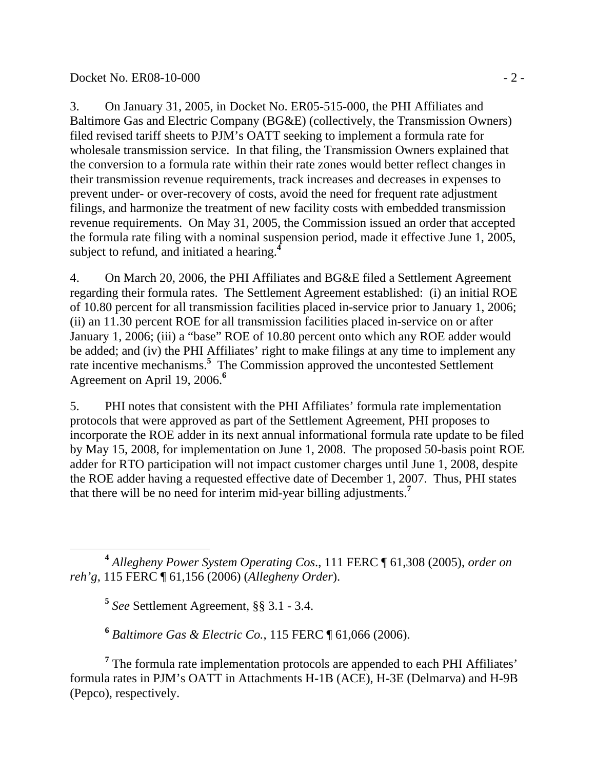3. On January 31, 2005, in Docket No. ER05-515-000, the PHI Affiliates and Baltimore Gas and Electric Company (BG&E) (collectively, the Transmission Owners) filed revised tariff sheets to PJM's OATT seeking to implement a formula rate for wholesale transmission service. In that filing, the Transmission Owners explained that the conversion to a formula rate within their rate zones would better reflect changes in their transmission revenue requirements, track increases and decreases in expenses to prevent under- or over-recovery of costs, avoid the need for frequent rate adjustment filings, and harmonize the treatment of new facility costs with embedded transmission revenue requirements. On May 31, 2005, the Commission issued an order that accepted the formula rate filing with a nominal suspension period, made it effective June 1, 2005, subject to refund, and initiated a hearing.[4]

4. On March 20, 2006, the PHI Affiliates and BG&E filed a Settlement Agreement regarding their formula rates. The Settlement Agreement established: (i) an initial ROE of 10.80 percent for all transmission facilities placed in-service prior to January 1, 2006; (ii) an 11.30 percent ROE for all transmission facilities placed in-service on or after January 1, 2006; (iii) a "base" ROE of 10.80 percent onto which any ROE adder would be added; and (iv) the PHI Affiliates' right to make filings at any time to implement any rate incentive mechanisms.[5] The Commission approved the uncontested Settlement Agreement on April 19, 2006.[6]

5. PHI notes that consistent with the PHI Affiliates' formula rate implementation protocols that were approved as part of the Settlement Agreement, PHI proposes to incorporate the ROE adder in its next annual informational formula rate update to be filed by May 15, 2008, for implementation on June 1, 2008. The proposed 50-basis point ROE adder for RTO participation will not impact customer charges until June 1, 2008, despite the ROE adder having a requested effective date of December 1, 2007. Thus, PHI states that there will be no need for interim mid-year billing adjustments.[7]

---

[4] *Allegheny Power System Operating Cos*., 111 FERC ¶ 61,308 (2005), *order on reh'g*, 115 FERC ¶ 61,156 (2006) (*Allegheny Order*).

[5] *See* Settlement Agreement, §§ 3.1 - 3.4.

[6] *Baltimore Gas & Electric Co.*, 115 FERC ¶ 61,066 (2006).

[7] The formula rate implementation protocols are appended to each PHI Affiliates' formula rates in PJM's OATT in Attachments H-1B (ACE), H-3E (Delmarva) and H-9B (Pepco), respectively.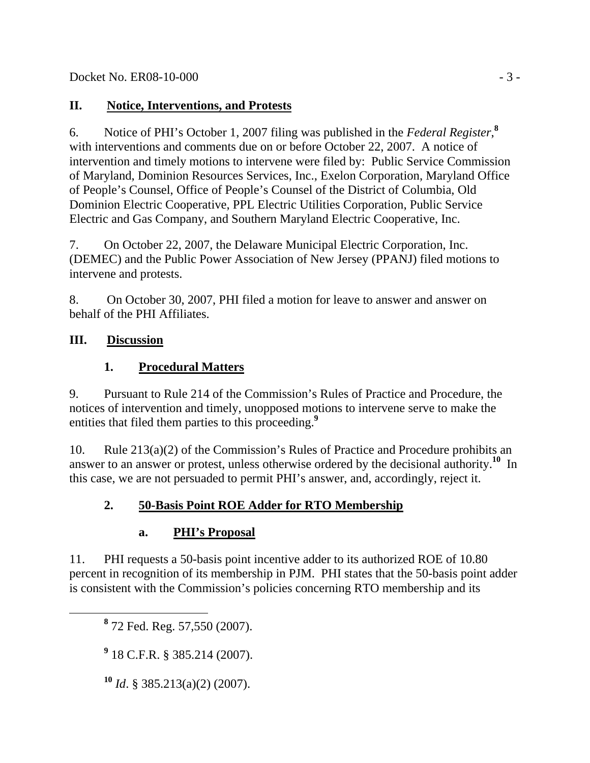## II. Notice, Interventions, and Protests

6. Notice of PHI's October 1, 2007 filing was published in the *Federal Register*,[8] with interventions and comments due on or before October 22, 2007. A notice of intervention and timely motions to intervene were filed by: Public Service Commission of Maryland, Dominion Resources Services, Inc., Exelon Corporation, Maryland Office of People's Counsel, Office of People's Counsel of the District of Columbia, Old Dominion Electric Cooperative, PPL Electric Utilities Corporation, Public Service Electric and Gas Company, and Southern Maryland Electric Cooperative, Inc.

7. On October 22, 2007, the Delaware Municipal Electric Corporation, Inc. (DEMEC) and the Public Power Association of New Jersey (PPANJ) filed motions to intervene and protests.

8. On October 30, 2007, PHI filed a motion for leave to answer and answer on behalf of the PHI Affiliates.

## III. Discussion

### 1. Procedural Matters

9. Pursuant to Rule 214 of the Commission's Rules of Practice and Procedure, the notices of intervention and timely, unopposed motions to intervene serve to make the entities that filed them parties to this proceeding.[9]

10. Rule 213(a)(2) of the Commission's Rules of Practice and Procedure prohibits an answer to an answer or protest, unless otherwise ordered by the decisional authority.[10] In this case, we are not persuaded to permit PHI's answer, and, accordingly, reject it.

### 2. 50-Basis Point ROE Adder for RTO Membership

#### a. PHI's Proposal

11. PHI requests a 50-basis point incentive adder to its authorized ROE of 10.80 percent in recognition of its membership in PJM. PHI states that the 50-basis point adder is consistent with the Commission's policies concerning RTO membership and its

---

[8] 72 Fed. Reg. 57,550 (2007).

[9] 18 C.F.R. § 385.214 (2007).

[10] *Id*. § 385.213(a)(2) (2007).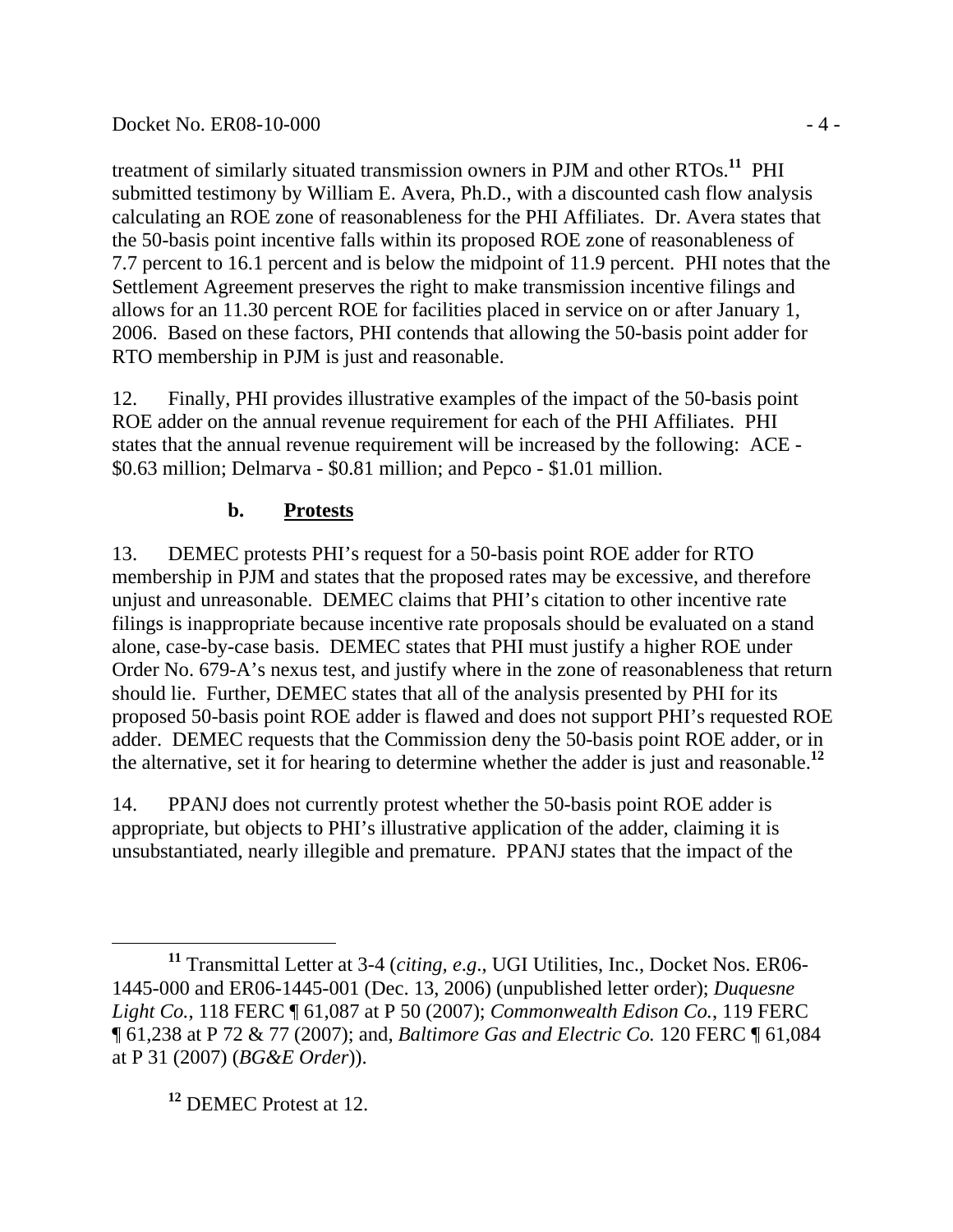treatment of similarly situated transmission owners in PJM and other RTOs.[11] PHI submitted testimony by William E. Avera, Ph.D., with a discounted cash flow analysis calculating an ROE zone of reasonableness for the PHI Affiliates. Dr. Avera states that the 50-basis point incentive falls within its proposed ROE zone of reasonableness of 7.7 percent to 16.1 percent and is below the midpoint of 11.9 percent. PHI notes that the Settlement Agreement preserves the right to make transmission incentive filings and allows for an 11.30 percent ROE for facilities placed in service on or after January 1, 2006. Based on these factors, PHI contends that allowing the 50-basis point adder for RTO membership in PJM is just and reasonable.

12. Finally, PHI provides illustrative examples of the impact of the 50-basis point ROE adder on the annual revenue requirement for each of the PHI Affiliates. PHI states that the annual revenue requirement will be increased by the following: ACE - $0.63 million; Delmarva - $0.81 million; and Pepco - $1.01 million.

### b. Protests

13. DEMEC protests PHI's request for a 50-basis point ROE adder for RTO membership in PJM and states that the proposed rates may be excessive, and therefore unjust and unreasonable. DEMEC claims that PHI's citation to other incentive rate filings is inappropriate because incentive rate proposals should be evaluated on a stand alone, case-by-case basis. DEMEC states that PHI must justify a higher ROE under Order No. 679-A's nexus test, and justify where in the zone of reasonableness that return should lie. Further, DEMEC states that all of the analysis presented by PHI for its proposed 50-basis point ROE adder is flawed and does not support PHI's requested ROE adder. DEMEC requests that the Commission deny the 50-basis point ROE adder, or in the alternative, set it for hearing to determine whether the adder is just and reasonable.[12]

14. PPANJ does not currently protest whether the 50-basis point ROE adder is appropriate, but objects to PHI's illustrative application of the adder, claiming it is unsubstantiated, nearly illegible and premature. PPANJ states that the impact of the

---

[11] Transmittal Letter at 3-4 (*citing, e.g.*, UGI Utilities, Inc., Docket Nos. ER06-1445-000 and ER06-1445-001 (Dec. 13, 2006) (unpublished letter order); *Duquesne Light Co.*, 118 FERC ¶ 61,087 at P 50 (2007); *Commonwealth Edison Co.*, 119 FERC ¶ 61,238 at P 72 & 77 (2007); and, *Baltimore Gas and Electric Co.* 120 FERC ¶ 61,084 at P 31 (2007) (*BG&E Order*)).

[12] DEMEC Protest at 12.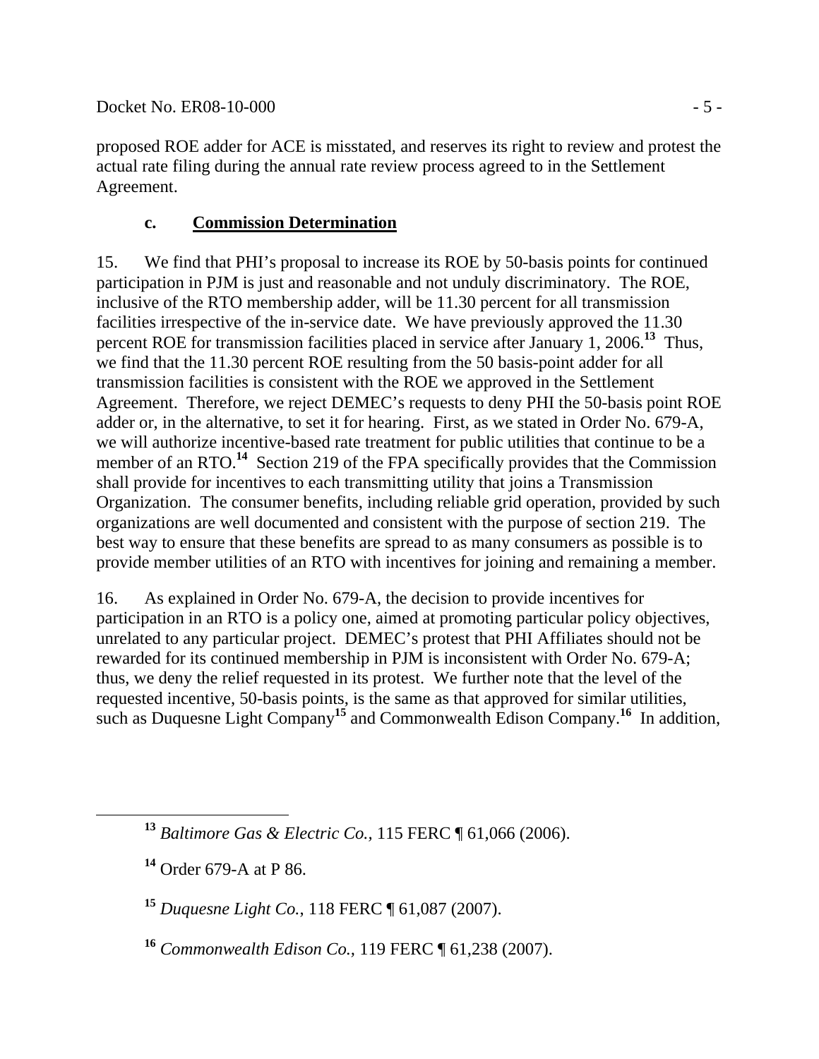proposed ROE adder for ACE is misstated, and reserves its right to review and protest the actual rate filing during the annual rate review process agreed to in the Settlement Agreement.

### c. **Commission Determination**

15. We find that PHI's proposal to increase its ROE by 50-basis points for continued participation in PJM is just and reasonable and not unduly discriminatory. The ROE, inclusive of the RTO membership adder, will be 11.30 percent for all transmission facilities irrespective of the in-service date. We have previously approved the 11.30 percent ROE for transmission facilities placed in service after January 1, 2006.[13] Thus, we find that the 11.30 percent ROE resulting from the 50 basis-point adder for all transmission facilities is consistent with the ROE we approved in the Settlement Agreement. Therefore, we reject DEMEC's requests to deny PHI the 50-basis point ROE adder or, in the alternative, to set it for hearing. First, as we stated in Order No. 679-A, we will authorize incentive-based rate treatment for public utilities that continue to be a member of an RTO.[14] Section 219 of the FPA specifically provides that the Commission shall provide for incentives to each transmitting utility that joins a Transmission Organization. The consumer benefits, including reliable grid operation, provided by such organizations are well documented and consistent with the purpose of section 219. The best way to ensure that these benefits are spread to as many consumers as possible is to provide member utilities of an RTO with incentives for joining and remaining a member.

16. As explained in Order No. 679-A, the decision to provide incentives for participation in an RTO is a policy one, aimed at promoting particular policy objectives, unrelated to any particular project. DEMEC's protest that PHI Affiliates should not be rewarded for its continued membership in PJM is inconsistent with Order No. 679-A; thus, we deny the relief requested in its protest. We further note that the level of the requested incentive, 50-basis points, is the same as that approved for similar utilities, such as Duquesne Light Company[15] and Commonwealth Edison Company.[16] In addition,

---

[13] *Baltimore Gas & Electric Co.*, 115 FERC ¶ 61,066 (2006).

[14] Order 679-A at P 86.

[15] *Duquesne Light Co.*, 118 FERC ¶ 61,087 (2007).

[16] *Commonwealth Edison Co.*, 119 FERC ¶ 61,238 (2007).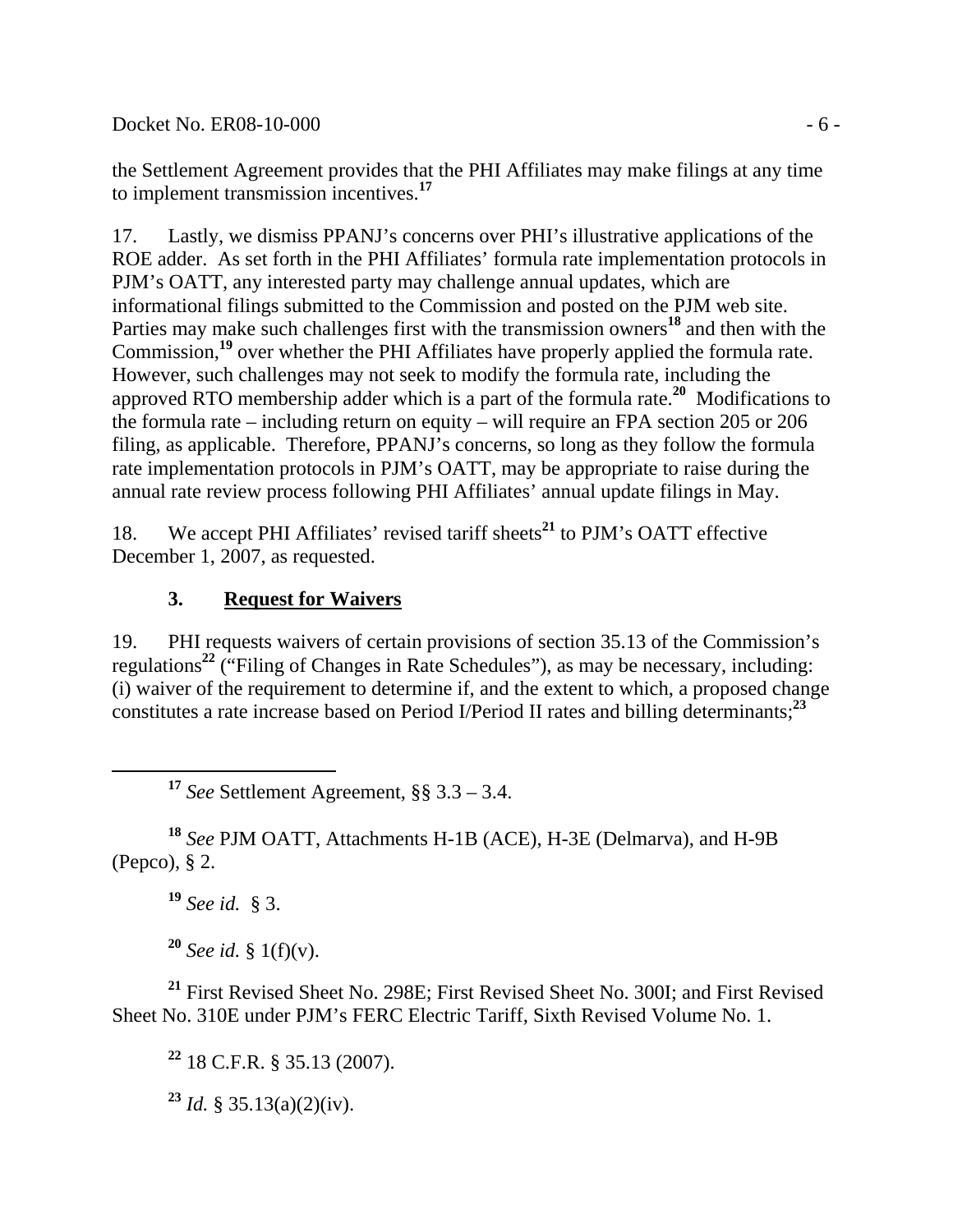the Settlement Agreement provides that the PHI Affiliates may make filings at any time to implement transmission incentives.[17]

17. Lastly, we dismiss PPANJ's concerns over PHI's illustrative applications of the ROE adder. As set forth in the PHI Affiliates' formula rate implementation protocols in PJM's OATT, any interested party may challenge annual updates, which are informational filings submitted to the Commission and posted on the PJM web site. Parties may make such challenges first with the transmission owners[18] and then with the Commission,[19] over whether the PHI Affiliates have properly applied the formula rate. However, such challenges may not seek to modify the formula rate, including the approved RTO membership adder which is a part of the formula rate.[20] Modifications to the formula rate – including return on equity – will require an FPA section 205 or 206 filing, as applicable. Therefore, PPANJ's concerns, so long as they follow the formula rate implementation protocols in PJM's OATT, may be appropriate to raise during the annual rate review process following PHI Affiliates' annual update filings in May.

18. We accept PHI Affiliates' revised tariff sheets[21] to PJM's OATT effective December 1, 2007, as requested.

### 3. Request for Waivers

19. PHI requests waivers of certain provisions of section 35.13 of the Commission's regulations[22] ("Filing of Changes in Rate Schedules"), as may be necessary, including: (i) waiver of the requirement to determine if, and the extent to which, a proposed change constitutes a rate increase based on Period I/Period II rates and billing determinants;[23]

---

[17] *See* Settlement Agreement, §§ 3.3 – 3.4.

[18] *See* PJM OATT, Attachments H-1B (ACE), H-3E (Delmarva), and H-9B (Pepco), § 2.

[19] *See id.* § 3.

[20] *See id.* § 1(f)(v).

[21] First Revised Sheet No. 298E; First Revised Sheet No. 300I; and First Revised Sheet No. 310E under PJM's FERC Electric Tariff, Sixth Revised Volume No. 1.

[22] 18 C.F.R. § 35.13 (2007).

[23] *Id.* § 35.13(a)(2)(iv).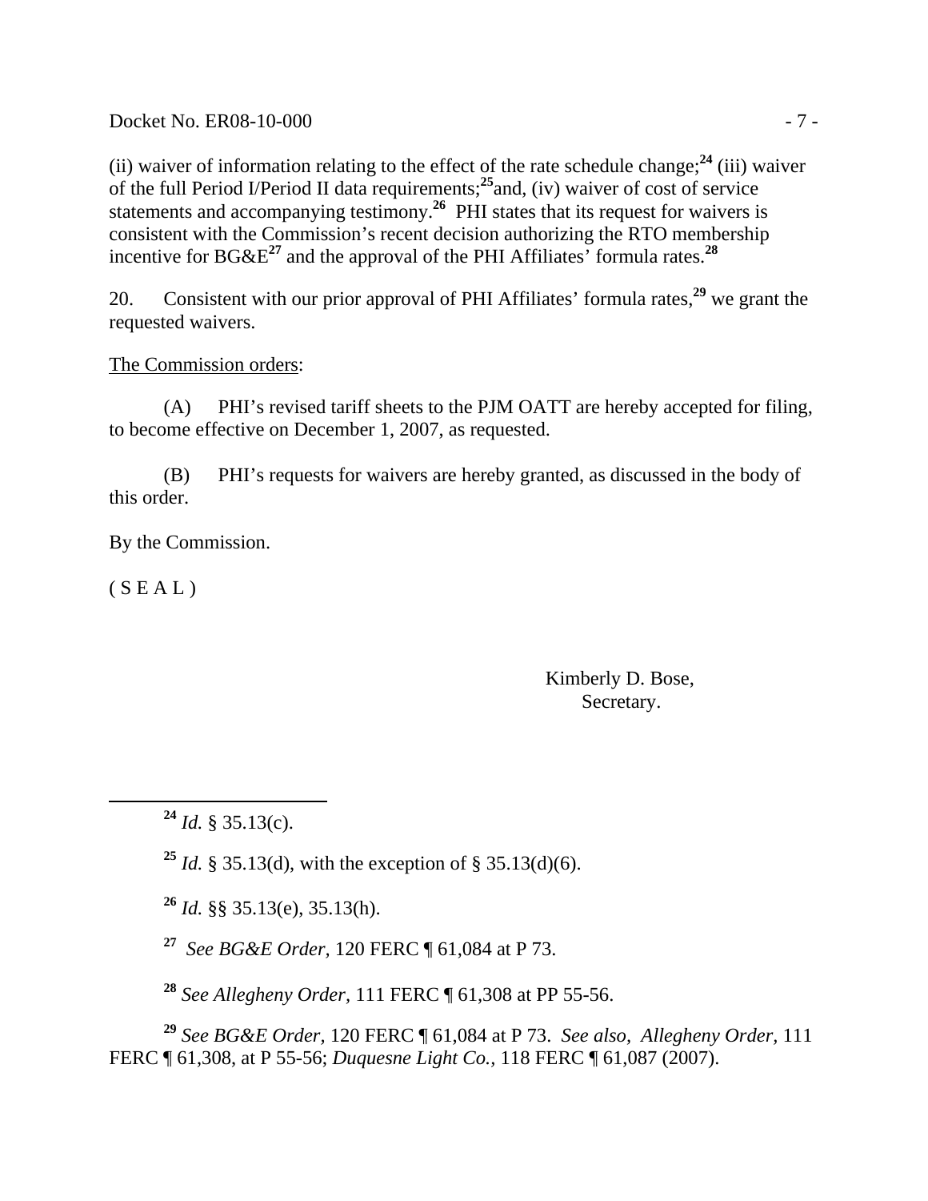(ii) waiver of information relating to the effect of the rate schedule change;[24] (iii) waiver of the full Period I/Period II data requirements;[25]and, (iv) waiver of cost of service statements and accompanying testimony.[26] PHI states that its request for waivers is consistent with the Commission's recent decision authorizing the RTO membership incentive for BG&E[27] and the approval of the PHI Affiliates' formula rates.[28]

20. Consistent with our prior approval of PHI Affiliates' formula rates,[29] we grant the requested waivers.

The Commission orders:

(A) PHI's revised tariff sheets to the PJM OATT are hereby accepted for filing, to become effective on December 1, 2007, as requested.

(B) PHI's requests for waivers are hereby granted, as discussed in the body of this order.

By the Commission.

( S E A L )

Kimberly D. Bose,
Secretary.

---

[24] *Id.* § 35.13(c).

[25] *Id.* § 35.13(d), with the exception of § 35.13(d)(6).

[26] *Id.* §§ 35.13(e), 35.13(h).

[27] *See BG&E Order*, 120 FERC ¶ 61,084 at P 73.

[28] *See Allegheny Order*, 111 FERC ¶ 61,308 at PP 55-56.

[29] *See BG&E Order*, 120 FERC ¶ 61,084 at P 73. *See also, Allegheny Order*, 111 FERC ¶ 61,308, at P 55-56; *Duquesne Light Co.*, 118 FERC ¶ 61,087 (2007).